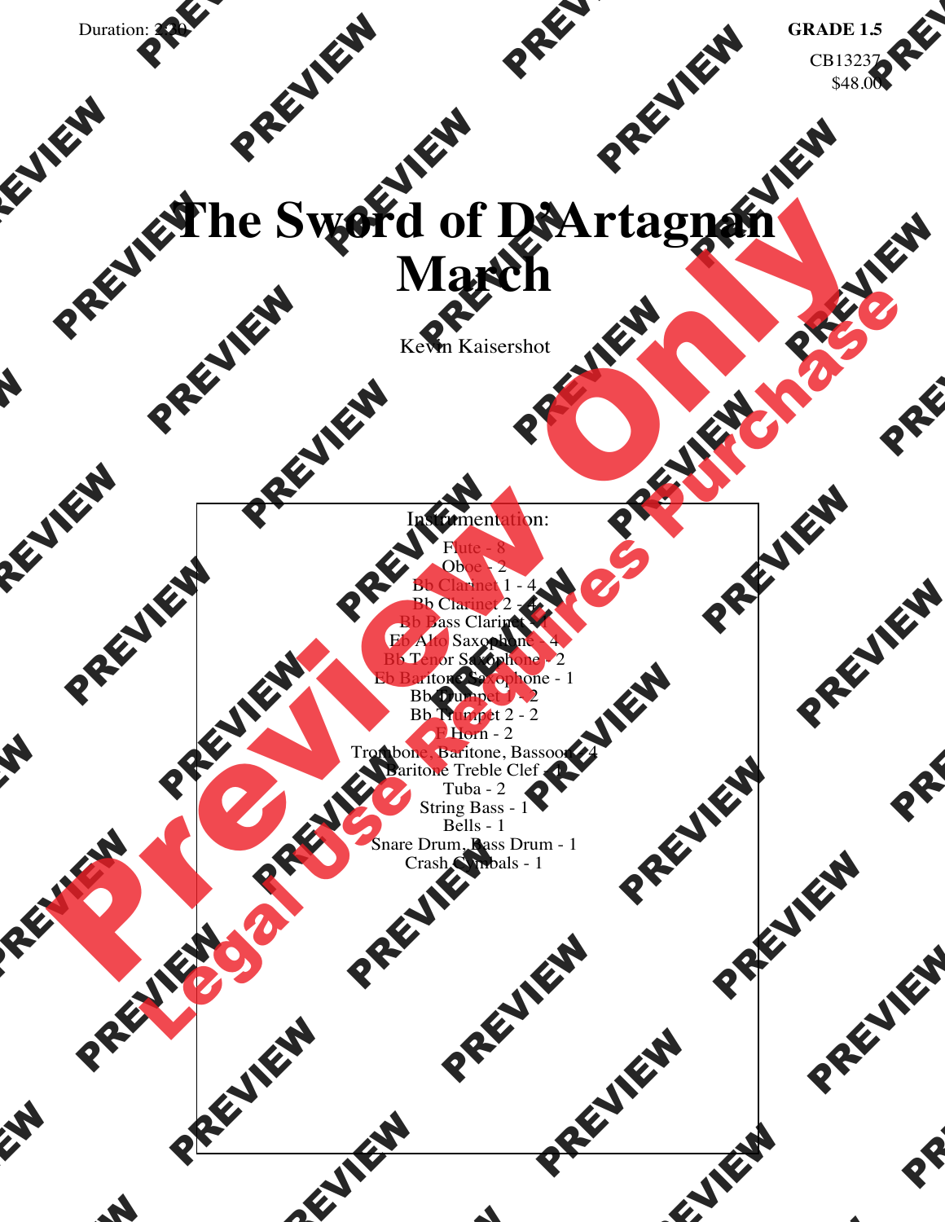Duration: 2:30

**GRADE 1.5**

CB13237
$48.00

# The Sword of D'Artagnan March

Kevin Kaisershot

Instrumentation:

Flute - 8
Oboe - 2
Bb Clarinet 1 - 4
Bb Clarinet 2 - 4
Bb Bass Clarinet - 1
Eb Alto Saxophone - 4
Bb Tenor Saxophone - 2
Eb Baritone Saxophone - 1
Bb Trumpet 1 - 2
Bb Trumpet 2 - 2
F Horn - 2
Trombone, Baritone, Bassoon - 4
Baritone Treble Clef - 1
Tuba - 2
String Bass - 1
Bells - 1
Snare Drum, Bass Drum - 1
Crash Cymbals - 1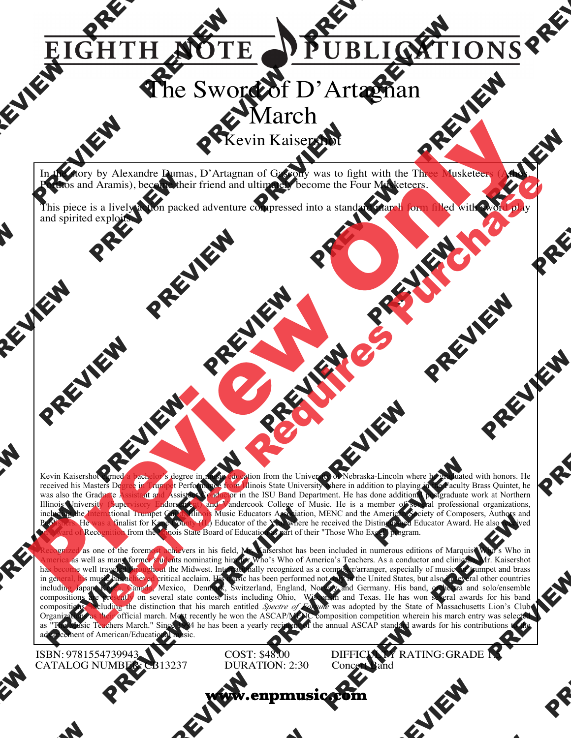# EIGHTH NOTE PUBLICATIONS

# The Sword of D'Artagnan
## March
### Kevin Kaisershot

In the story by Alexandre Dumas, D'Artagnan of Gascony was to fight with the Three Musketeers (Athos, Porthos and Aramis), become their friend and ultimately become the Four Musketeers.

This piece is a lively action packed adventure compressed into a standard march form filled with sword play and spirited exploits.

Kevin Kaisershot earned a bachelor's degree in music education from the University of Nebraska-Lincoln where he graduated with honors. He received his Masters Degree in Trumpet Performance from Illinois State University where in addition to playing in the Faculty Brass Quintet, he was also the Graduate Assistant and Assistant Conductor in the ISU Band Department. He has done additional postgraduate work at Northern Illinois University (Supervisory Endorsement) and Vandercook College of Music. He is a member of several professional organizations, including the International Trumpet Guild, Illinois Music Educators Association, MENC and the American Society of Composers, Authors and Publishers. He was a finalist for Kane County (IL) Educator of the Year where he received the Distinguished Educator Award. He also received an Award of Recognition from the Illinois State Board of Education as part of their "Those Who Excel" program.

Recognized as one of the foremost achievers in his field, Mr. Kaisershot has been included in numerous editions of Marquis' Who's Who in America as well as many former students nominating him for Who's Who of America's Teachers. As a conductor and clinician, Mr. Kaisershot has become well traveled throughout the Midwest. Internationally recognized as a composer/arranger, especially of music for trumpet and brass in general, his music has achieved critical acclaim. His music has been performed not only in the United States, but also in several other countries including Japan, Korea, Canada, Mexico, Denmark, Switzerland, England, Norway and Germany. His band, orchestra and solo/ensemble compositions are presently on several state contest lists including Ohio, Wisconsin and Texas. He has won several awards for his band compositions including the distinction that his march entitled *Spectre of Fortune* was adopted by the State of Massachusetts Lion's Club Organizations as their official march. Most recently he won the ASCAP/MENC composition competition wherein his march entry was selected as "The Music Teachers March." Since 1994 he has been a yearly recipient of the annual ASCAP standard awards for his contributions to the advancement of American/Educational music.

ISBN: 9781554739943
CATALOG NUMBER: CB13237

COST: $48.00
DURATION: 2:30

DIFFICULTY RATING: GRADE 1½
Concert Band

**www.enpmusic.com**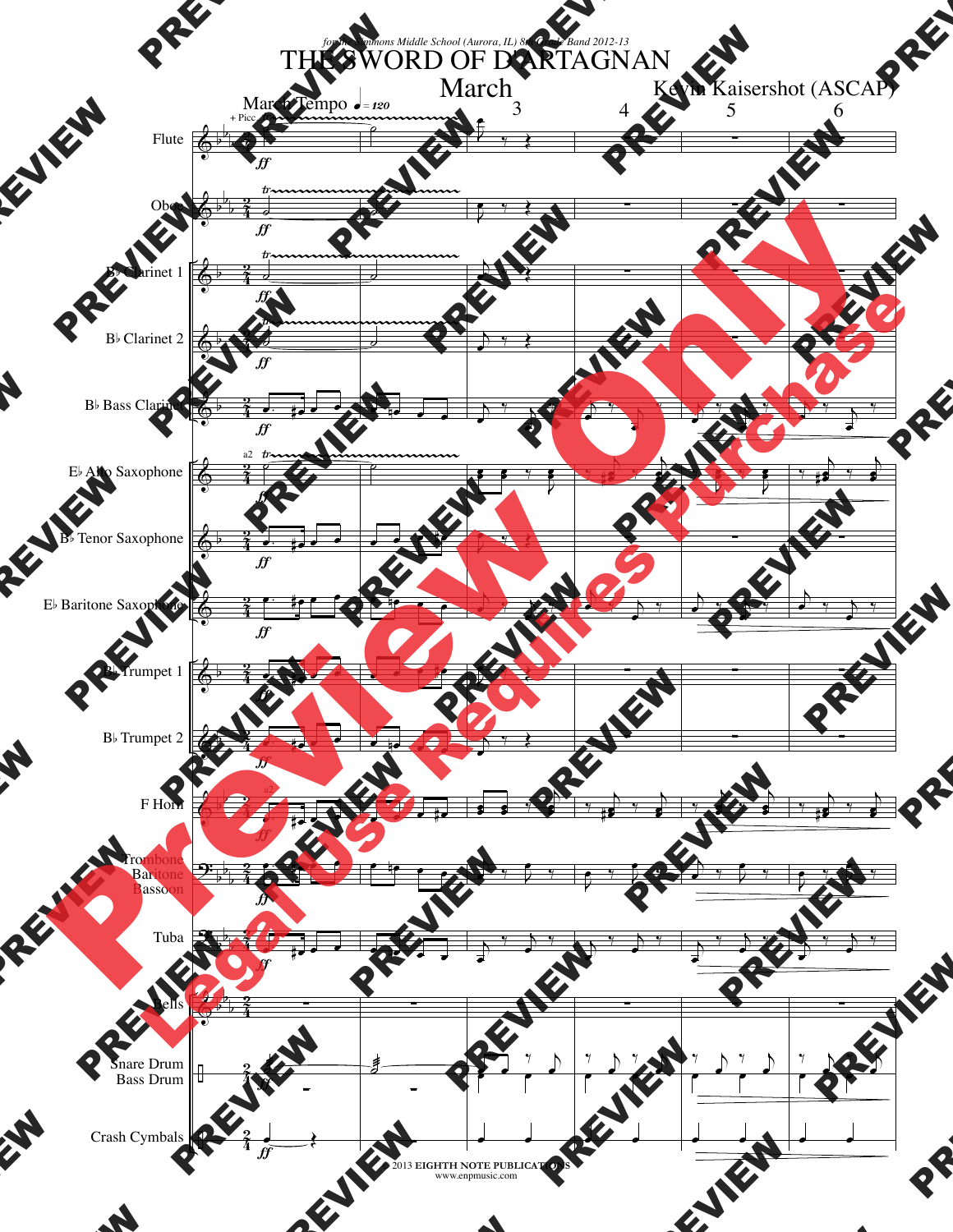*for the Simmons Middle School (Aurora, IL) 8th Grade Band 2012-13*

# THE SWORD OF D'ARTAGNAN

## March

Kevin Kaisershot (ASCAP)

March Tempo ♩= 120

Flute
Oboe
B♭ Clarinet 1
B♭ Clarinet 2
B♭ Bass Clarinet
E♭ Alto Saxophone
B♭ Tenor Saxophone
E♭ Baritone Saxophone
B♭ Trumpet 1
B♭ Trumpet 2
F Horn
Trombone
Baritone
Bassoon
Tuba
Bells
Snare Drum
Bass Drum
Crash Cymbals

© 2013 **EIGHTH NOTE PUBLICATIONS**
www.enpmusic.com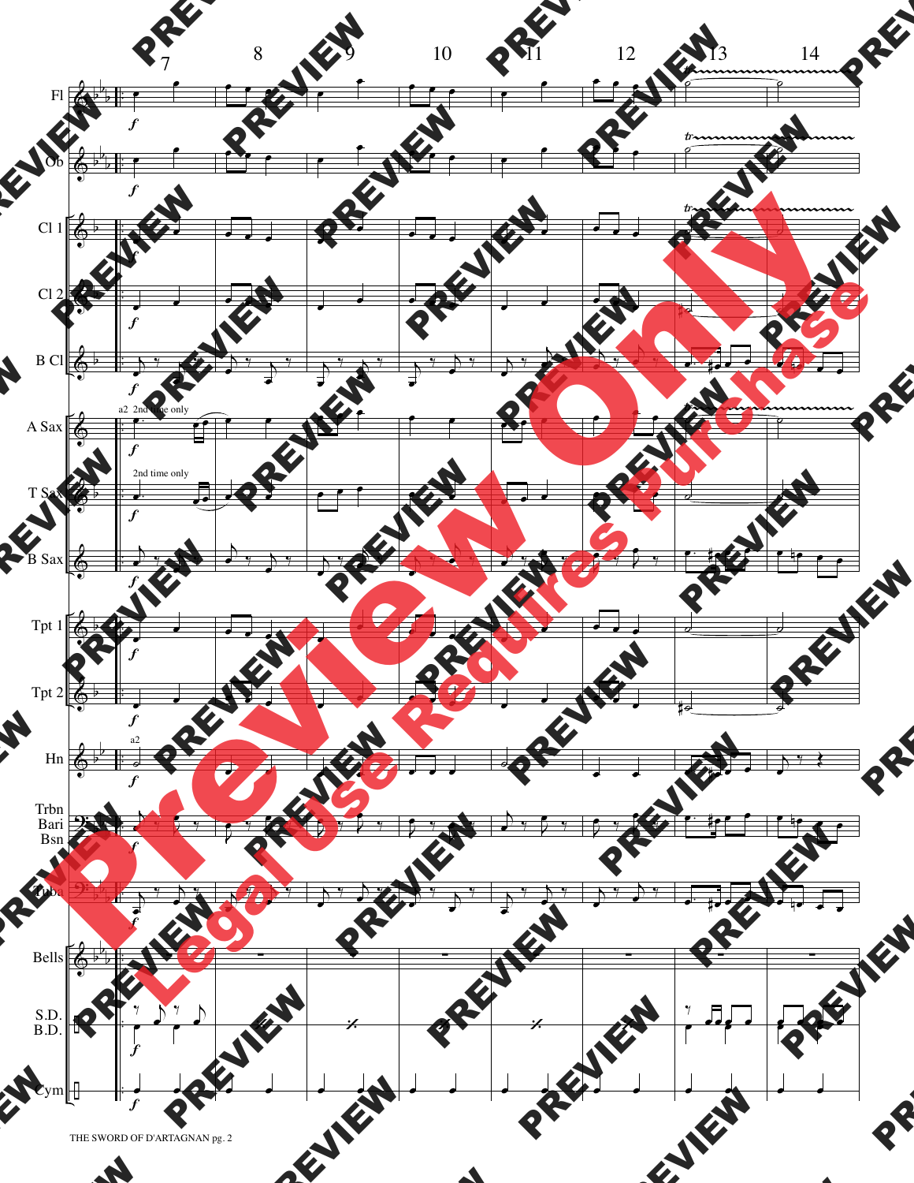Fl

Ob

Cl 1

Cl 2

B Cl

A Sax

T Sax

B Sax

Tpt 1

Tpt 2

Hn

Trbn
Bari
Bsn

Tuba

Bells

S.D.
B.D.

Cym

7 8 9 10 11 12 13 14

*f*

*tr*

a2 2nd time only

2nd time only

a2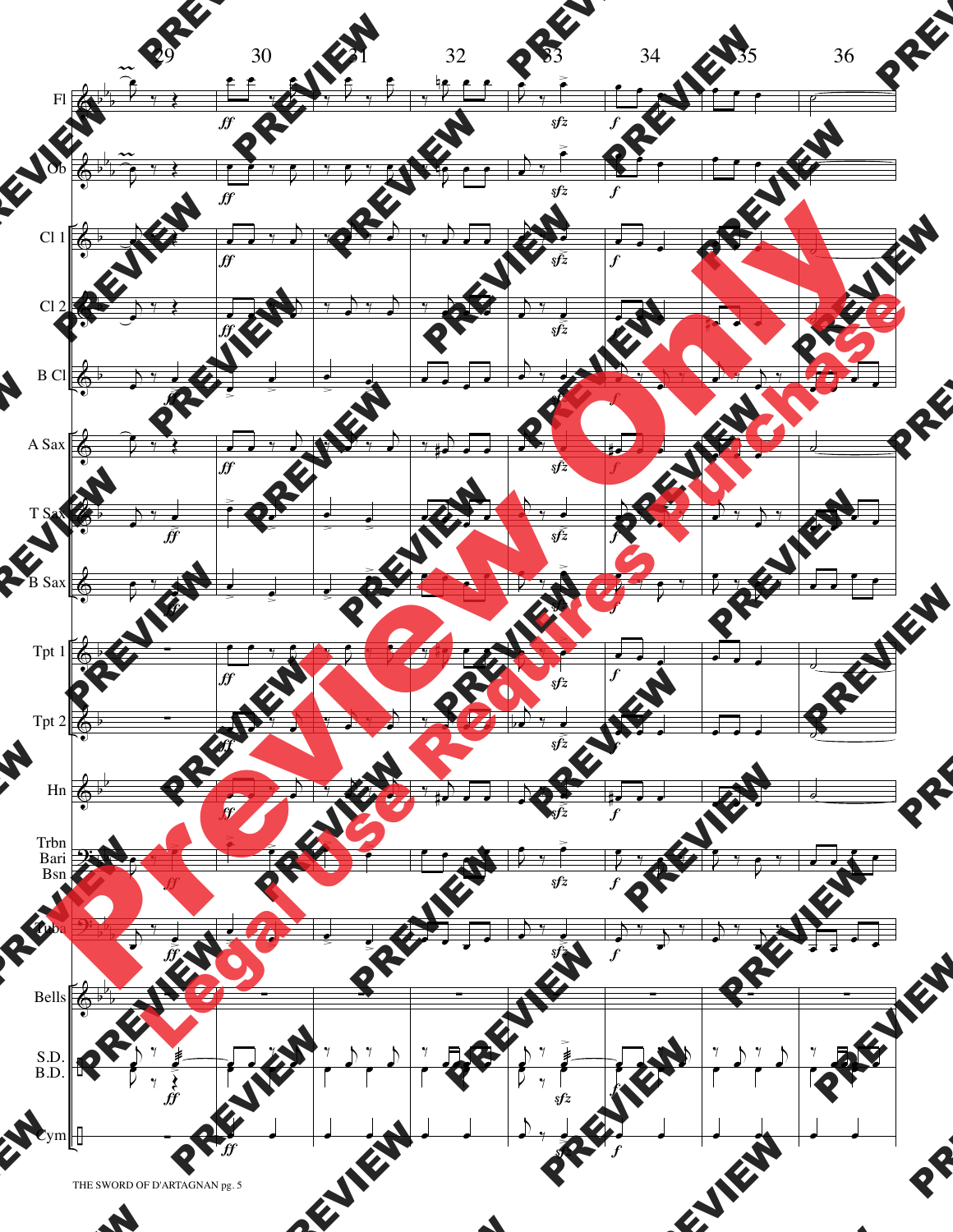THE SWORD OF D'ARTAGNAN pg. 5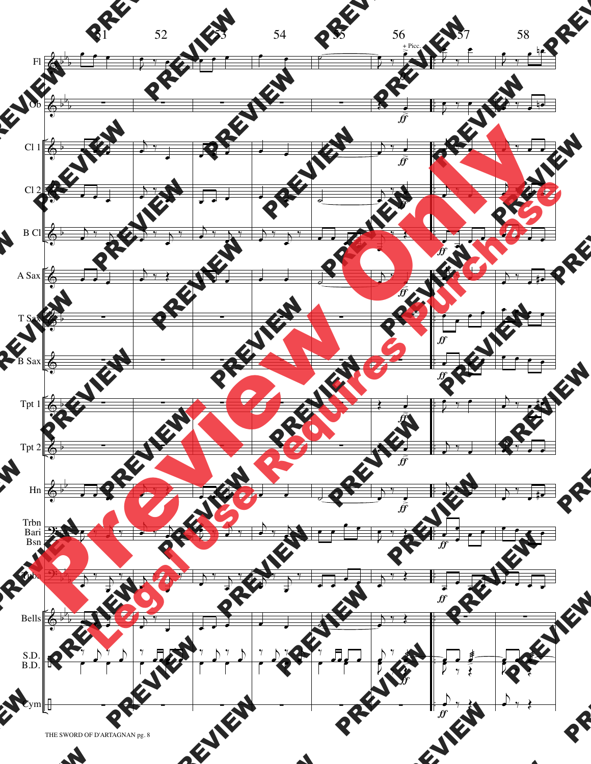| | 51 | 52 | 53 | 54 | 55 | 56 | 57 | 58 |
| --- | --- | --- | --- | --- | --- | --- | --- | --- |
| Fl | | | | | | + Picc. *ff* | | |
| Ob | | | | | | *ff* | | |
| Cl 1 | | | | | | *ff* | | |
| Cl 2 | | | | | | *ff* | | |
| B Cl | | | | | | | *ff* | |
| A Sax | | | | | | *ff* | | |
| T Sax | | | | | | | *ff* | |
| B Sax | | | | | | | *ff* | |
| Tpt 1 | | | | | | *ff* | | |
| Tpt 2 | | | | | | *ff* | | |
| Hn | | | | | | *ff* | | |
| Trbn Bari Bsn | | | | | | | *ff* | |
| Tuba | | | | | | | *ff* | |
| Bells | | | | | | | | |
| S.D. B.D. | | | | | | *ff* | | |
| Cym | | | | | | | *ff* | |

THE SWORD OF D'ARTAGNAN pg. 8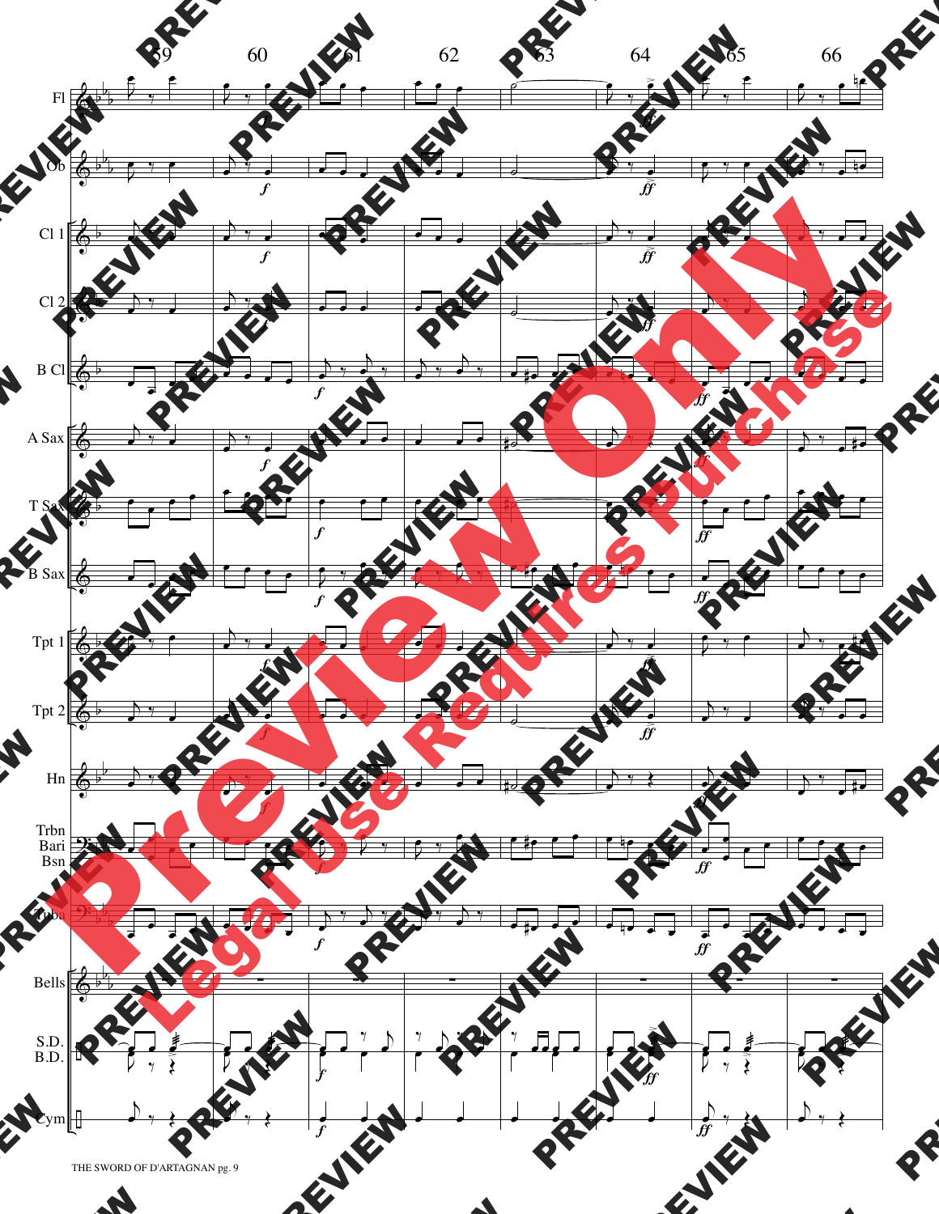59 60 61 62 63 64 65 66

Fl

Ob

Cl 1

Cl 2

B Cl

A Sax

T Sax

B Sax

Tpt 1

Tpt 2

Hn

Trbn Bari Bsn

Tuba

Bells

S.D. B.D.

Cym

THE SWORD OF D'ARTAGNAN pg. 9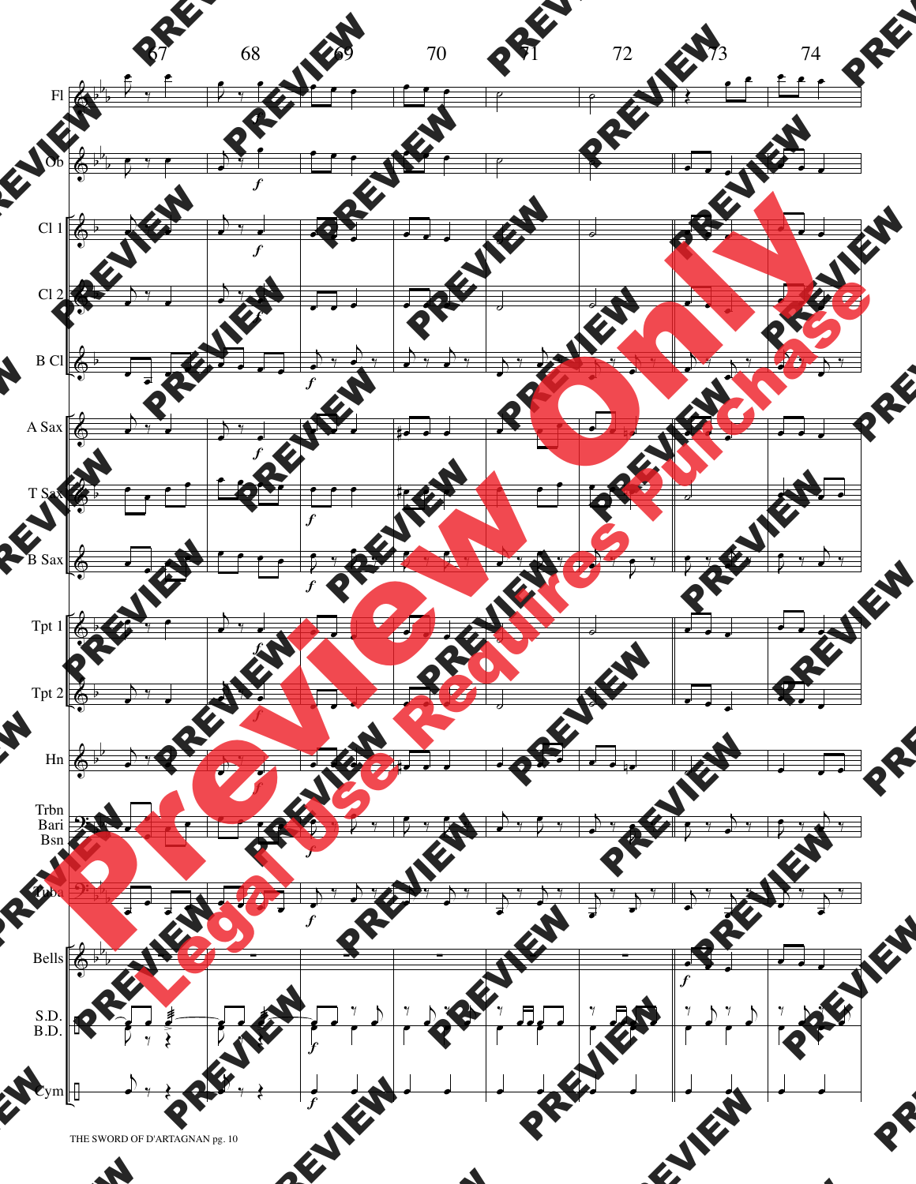67 68 69 70 71 72 73 74

Fl

Ob

Cl 1

Cl 2

B Cl

A Sax

T Sax

B Sax

Tpt 1

Tpt 2

Hn

Trbn
Bari
Bsn

Tuba

Bells

S.D.
B.D.

Cym

THE SWORD OF D'ARTAGNAN pg. 10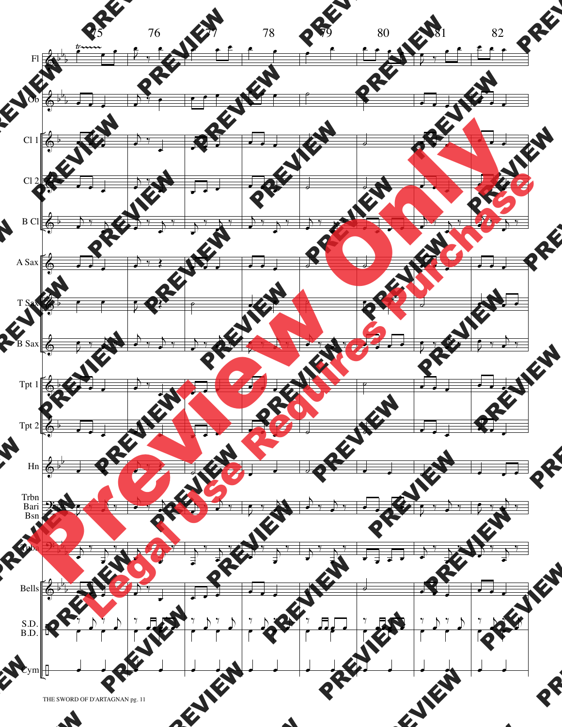THE SWORD OF D'ARTAGNAN pg. 11